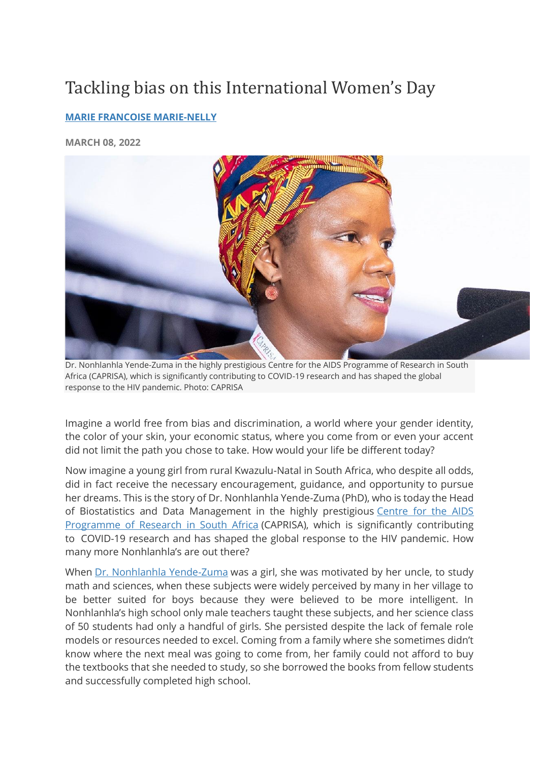# Tackling bias on this International Women's Day

**MARIE FRANCOISE MARIE-NELLY**

**MARCH 08, 2022**

Dr. Nonhlanhla Yende-Zuma in the highly prestigious Centre for the AIDS Programme of Research in South Africa (CAPRISA), which is significantly contributing to COVID-19 research and has shaped the global response to the HIV pandemic. Photo: CAPRISA

Imagine a world free from bias and discrimination, a world where your gender identity, the color of your skin, your economic status, where you come from or even your accent did not limit the path you chose to take. How would your life be different today?

Now imagine a young girl from rural Kwazulu-Natal in South Africa, who despite all odds, did in fact receive the necessary encouragement, guidance, and opportunity to pursue her dreams. This is the story of Dr. Nonhlanhla Yende-Zuma (PhD), who is today the Head of Biostatistics and Data Management in the highly prestigious Centre for the AIDS Programme of Research in South Africa (CAPRISA), which is significantly contributing to COVID-19 research and has shaped the global response to the HIV pandemic. How many more Nonhlanhla's are out there?

When Dr. Nonhlanhla Yende-Zuma was a girl, she was motivated by her uncle, to study math and sciences, when these subjects were widely perceived by many in her village to be better suited for boys because they were believed to be more intelligent. In Nonhlanhla's high school only male teachers taught these subjects, and her science class of 50 students had only a handful of girls. She persisted despite the lack of female role models or resources needed to excel. Coming from a family where she sometimes didn't know where the next meal was going to come from, her family could not afford to buy the textbooks that she needed to study, so she borrowed the books from fellow students and successfully completed high school.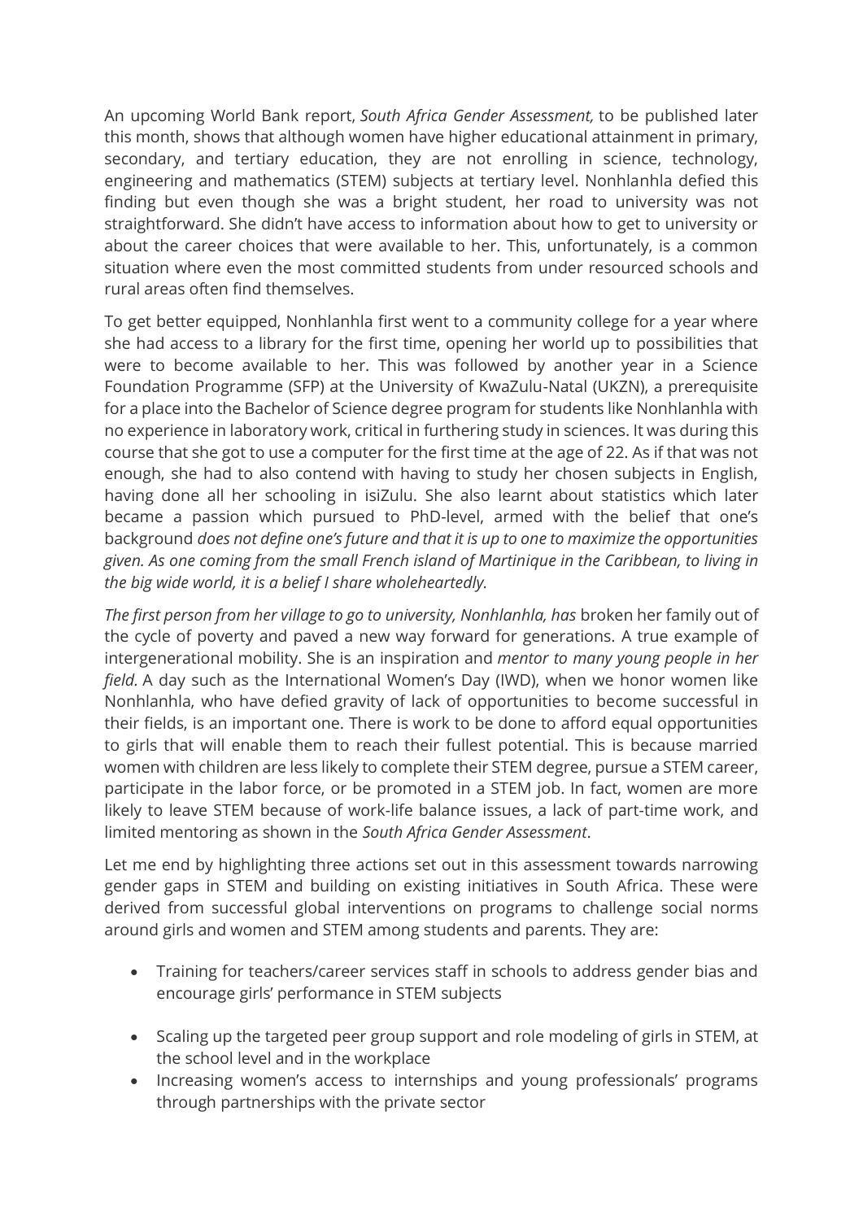An upcoming World Bank report, *South Africa Gender Assessment,* to be published later this month, shows that although women have higher educational attainment in primary, secondary, and tertiary education, they are not enrolling in science, technology, engineering and mathematics (STEM) subjects at tertiary level. Nonhlanhla defied this finding but even though she was a bright student, her road to university was not straightforward. She didn't have access to information about how to get to university or about the career choices that were available to her. This, unfortunately, is a common situation where even the most committed students from under resourced schools and rural areas often find themselves.

To get better equipped, Nonhlanhla first went to a community college for a year where she had access to a library for the first time, opening her world up to possibilities that were to become available to her. This was followed by another year in a Science Foundation Programme (SFP) at the University of KwaZulu-Natal (UKZN), a prerequisite for a place into the Bachelor of Science degree program for students like Nonhlanhla with no experience in laboratory work, critical in furthering study in sciences. It was during this course that she got to use a computer for the first time at the age of 22. As if that was not enough, she had to also contend with having to study her chosen subjects in English, having done all her schooling in isiZulu. She also learnt about statistics which later became a passion which pursued to PhD-level, armed with the belief that one's background *does not define one's future and that it is up to one to maximize the opportunities given. As one coming from the small French island of Martinique in the Caribbean, to living in the big wide world, it is a belief I share wholeheartedly.*

*The first person from her village to go to university, Nonhlanhla, has* broken her family out of the cycle of poverty and paved a new way forward for generations. A true example of intergenerational mobility. She is an inspiration and *mentor to many young people in her field.* A day such as the International Women's Day (IWD), when we honor women like Nonhlanhla, who have defied gravity of lack of opportunities to become successful in their fields, is an important one. There is work to be done to afford equal opportunities to girls that will enable them to reach their fullest potential. This is because married women with children are less likely to complete their STEM degree, pursue a STEM career, participate in the labor force, or be promoted in a STEM job. In fact, women are more likely to leave STEM because of work-life balance issues, a lack of part-time work, and limited mentoring as shown in the *South Africa Gender Assessment*.

Let me end by highlighting three actions set out in this assessment towards narrowing gender gaps in STEM and building on existing initiatives in South Africa. These were derived from successful global interventions on programs to challenge social norms around girls and women and STEM among students and parents. They are:

- Training for teachers/career services staff in schools to address gender bias and encourage girls' performance in STEM subjects
- Scaling up the targeted peer group support and role modeling of girls in STEM, at the school level and in the workplace
- Increasing women's access to internships and young professionals' programs through partnerships with the private sector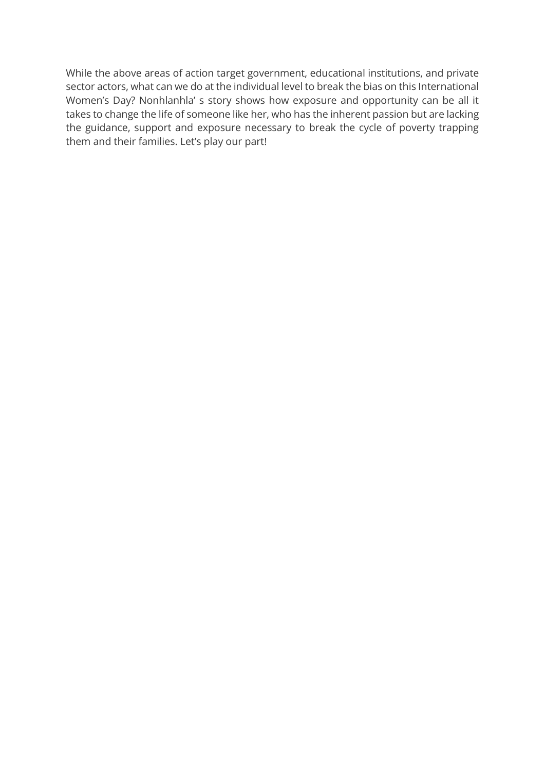While the above areas of action target government, educational institutions, and private sector actors, what can we do at the individual level to break the bias on this International Women's Day? Nonhlanhla' s story shows how exposure and opportunity can be all it takes to change the life of someone like her, who has the inherent passion but are lacking the guidance, support and exposure necessary to break the cycle of poverty trapping them and their families. Let's play our part!